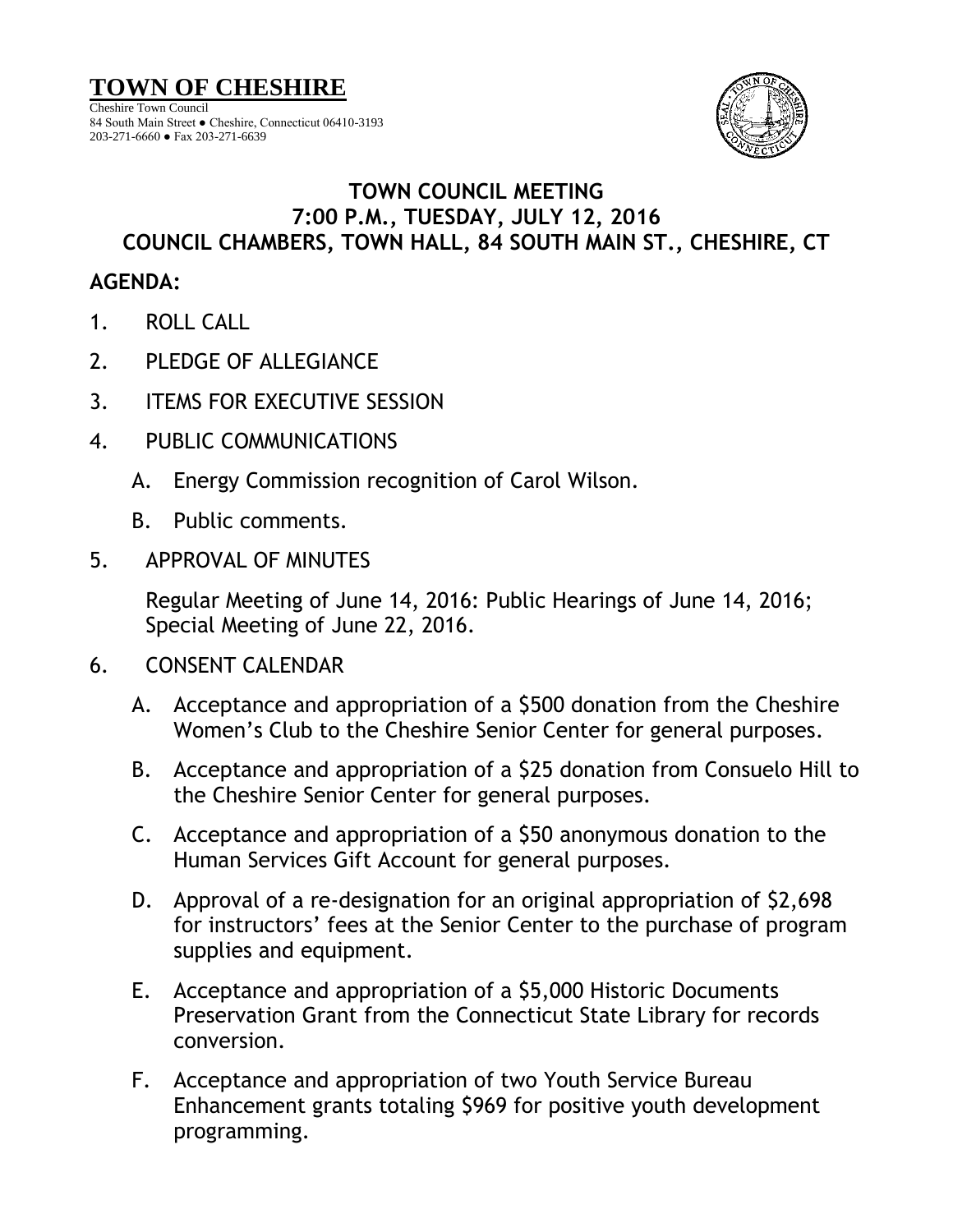# TOWN OF CHESHIRE

Cheshire Town Council
84 South Main Street ● Cheshire, Connecticut 06410-3193
203-271-6660 ● Fax 203-271-6639

## TOWN COUNCIL MEETING
## 7:00 P.M., TUESDAY, JULY 12, 2016
## COUNCIL CHAMBERS, TOWN HALL, 84 SOUTH MAIN ST., CHESHIRE, CT

**AGENDA:**

1. ROLL CALL

2. PLEDGE OF ALLEGIANCE

3. ITEMS FOR EXECUTIVE SESSION

4. PUBLIC COMMUNICATIONS

   A. Energy Commission recognition of Carol Wilson.

   B. Public comments.

5. APPROVAL OF MINUTES

   Regular Meeting of June 14, 2016: Public Hearings of June 14, 2016; Special Meeting of June 22, 2016.

6. CONSENT CALENDAR

   A. Acceptance and appropriation of a $500 donation from the Cheshire Women's Club to the Cheshire Senior Center for general purposes.

   B. Acceptance and appropriation of a $25 donation from Consuelo Hill to the Cheshire Senior Center for general purposes.

   C. Acceptance and appropriation of a $50 anonymous donation to the Human Services Gift Account for general purposes.

   D. Approval of a re-designation for an original appropriation of $2,698 for instructors' fees at the Senior Center to the purchase of program supplies and equipment.

   E. Acceptance and appropriation of a $5,000 Historic Documents Preservation Grant from the Connecticut State Library for records conversion.

   F. Acceptance and appropriation of two Youth Service Bureau Enhancement grants totaling $969 for positive youth development programming.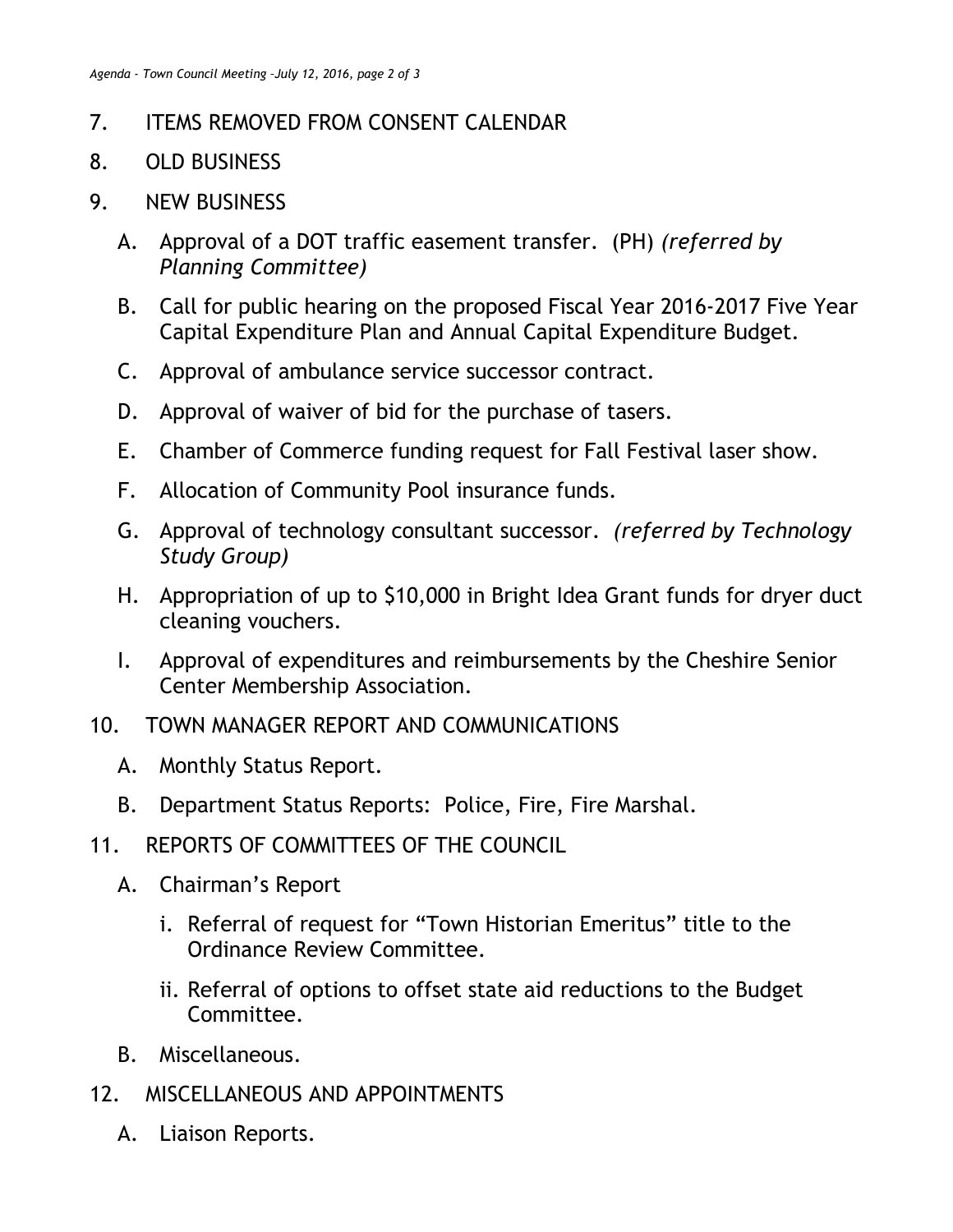7. ITEMS REMOVED FROM CONSENT CALENDAR

8. OLD BUSINESS

9. NEW BUSINESS

   A. Approval of a DOT traffic easement transfer. (PH) *(referred by Planning Committee)*

   B. Call for public hearing on the proposed Fiscal Year 2016-2017 Five Year Capital Expenditure Plan and Annual Capital Expenditure Budget.

   C. Approval of ambulance service successor contract.

   D. Approval of waiver of bid for the purchase of tasers.

   E. Chamber of Commerce funding request for Fall Festival laser show.

   F. Allocation of Community Pool insurance funds.

   G. Approval of technology consultant successor. *(referred by Technology Study Group)*

   H. Appropriation of up to $10,000 in Bright Idea Grant funds for dryer duct cleaning vouchers.

   I. Approval of expenditures and reimbursements by the Cheshire Senior Center Membership Association.

10. TOWN MANAGER REPORT AND COMMUNICATIONS

    A. Monthly Status Report.

    B. Department Status Reports: Police, Fire, Fire Marshal.

11. REPORTS OF COMMITTEES OF THE COUNCIL

    A. Chairman's Report

       i. Referral of request for "Town Historian Emeritus" title to the Ordinance Review Committee.

       ii. Referral of options to offset state aid reductions to the Budget Committee.

    B. Miscellaneous.

12. MISCELLANEOUS AND APPOINTMENTS

    A. Liaison Reports.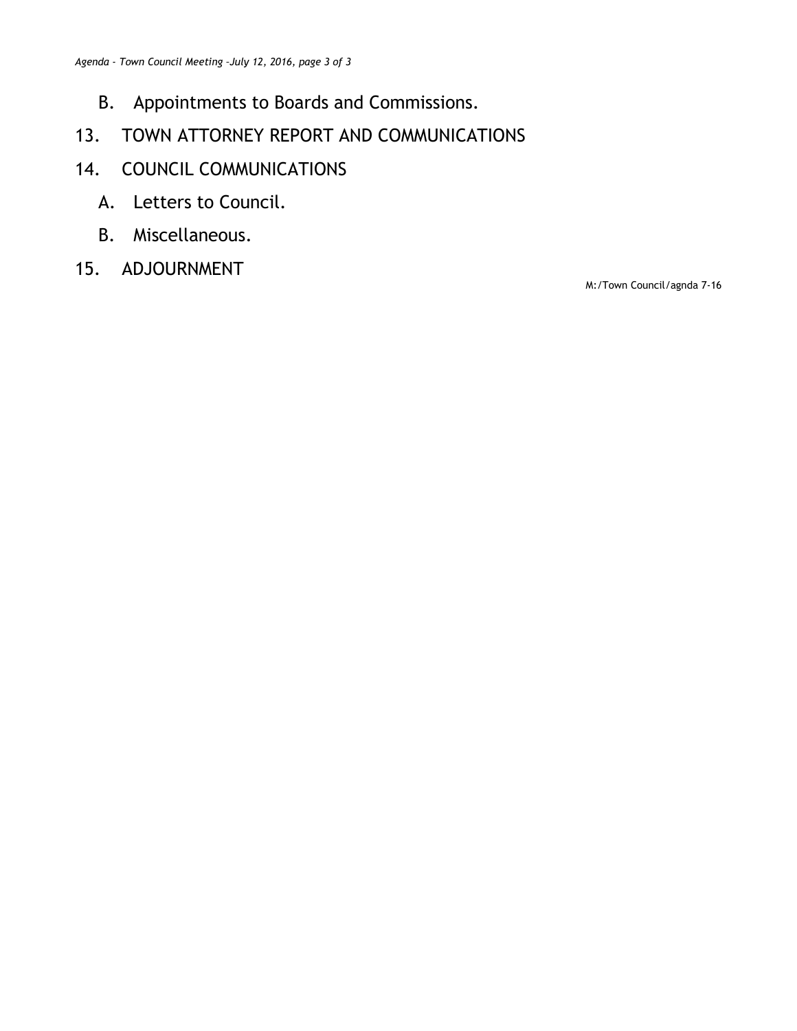B. Appointments to Boards and Commissions.

13. TOWN ATTORNEY REPORT AND COMMUNICATIONS

14. COUNCIL COMMUNICATIONS

A. Letters to Council.

B. Miscellaneous.

15. ADJOURNMENT

M:/Town Council/agnda 7-16